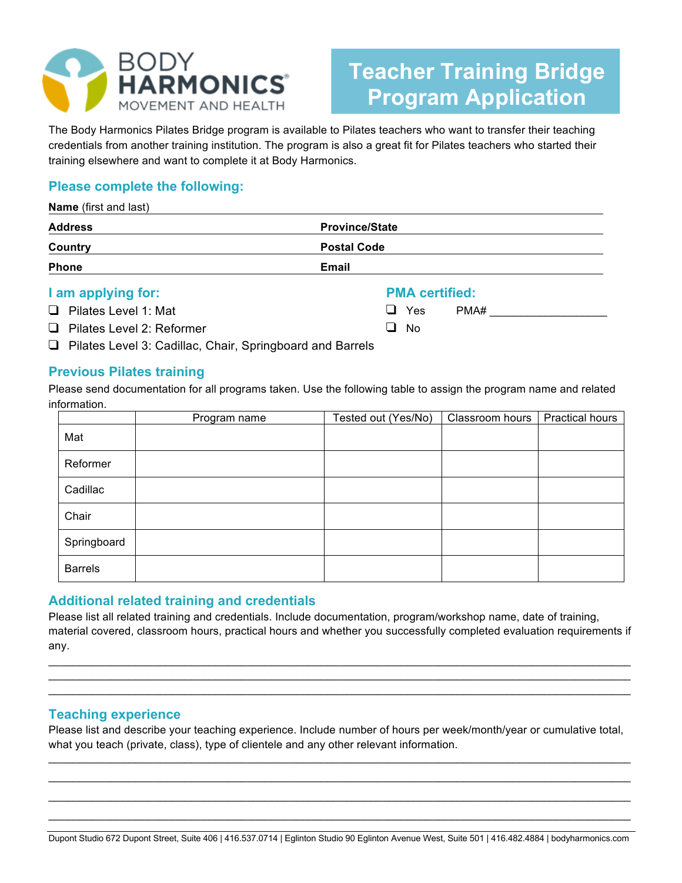BODY HARMONICS®
MOVEMENT AND HEALTH

# Teacher Training Bridge Program Application

The Body Harmonics Pilates Bridge program is available to Pilates teachers who want to transfer their teaching credentials from another training institution. The program is also a great fit for Pilates teachers who started their training elsewhere and want to complete it at Body Harmonics.

## Please complete the following:

**Name** (first and last)

**Address** | **Province/State**

**Country** | **Postal Code**

**Phone** | **Email**

## I am applying for:

- ❑ Pilates Level 1: Mat
- ❑ Pilates Level 2: Reformer
- ❑ Pilates Level 3: Cadillac, Chair, Springboard and Barrels

## PMA certified:

- ❑ Yes PMA# ___________________
- ❑ No

## Previous Pilates training

Please send documentation for all programs taken. Use the following table to assign the program name and related information.

| | Program name | Tested out (Yes/No) | Classroom hours | Practical hours |
|---|---|---|---|---|
| Mat | | | | |
| Reformer | | | | |
| Cadillac | | | | |
| Chair | | | | |
| Springboard | | | | |
| Barrels | | | | |

## Additional related training and credentials

Please list all related training and credentials. Include documentation, program/workshop name, date of training, material covered, classroom hours, practical hours and whether you successfully completed evaluation requirements if any.

______________________________________________________________________________

______________________________________________________________________________

______________________________________________________________________________

## Teaching experience

Please list and describe your teaching experience. Include number of hours per week/month/year or cumulative total, what you teach (private, class), type of clientele and any other relevant information.

______________________________________________________________________________

______________________________________________________________________________

______________________________________________________________________________

______________________________________________________________________________

Dupont Studio 672 Dupont Street, Suite 406 | 416.537.0714 | Eglinton Studio 90 Eglinton Avenue West, Suite 501 | 416.482.4884 | bodyharmonics.com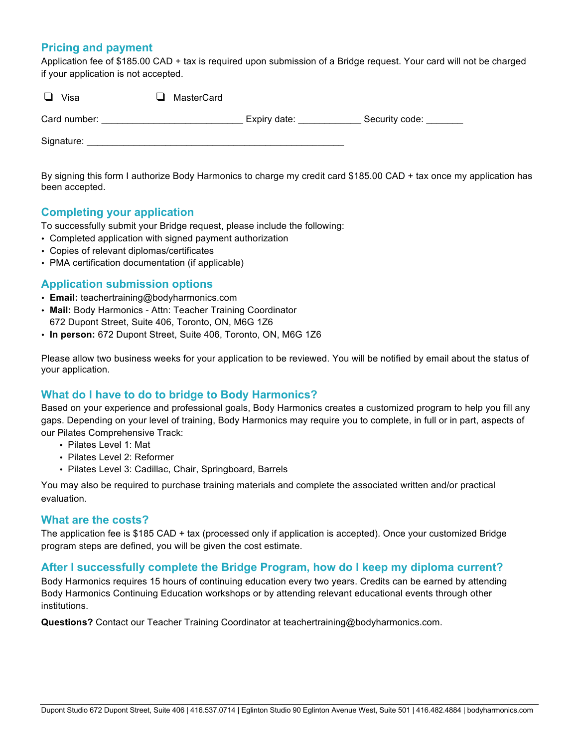## Pricing and payment

Application fee of $185.00 CAD + tax is required upon submission of a Bridge request. Your card will not be charged if your application is not accepted.

❑ Visa ❑ MasterCard

Card number: ___________________________ Expiry date: ____________ Security code: _______

Signature: __________________________________________________

By signing this form I authorize Body Harmonics to charge my credit card $185.00 CAD + tax once my application has been accepted.

## Completing your application

To successfully submit your Bridge request, please include the following:

- Completed application with signed payment authorization
- Copies of relevant diplomas/certificates
- PMA certification documentation (if applicable)

## Application submission options

- **Email:** teachertraining@bodyharmonics.com
- **Mail:** Body Harmonics - Attn: Teacher Training Coordinator
  672 Dupont Street, Suite 406, Toronto, ON, M6G 1Z6
- **In person:** 672 Dupont Street, Suite 406, Toronto, ON, M6G 1Z6

Please allow two business weeks for your application to be reviewed. You will be notified by email about the status of your application.

## What do I have to do to bridge to Body Harmonics?

Based on your experience and professional goals, Body Harmonics creates a customized program to help you fill any gaps. Depending on your level of training, Body Harmonics may require you to complete, in full or in part, aspects of our Pilates Comprehensive Track:

- Pilates Level 1: Mat
- Pilates Level 2: Reformer
- Pilates Level 3: Cadillac, Chair, Springboard, Barrels

You may also be required to purchase training materials and complete the associated written and/or practical evaluation.

## What are the costs?

The application fee is $185 CAD + tax (processed only if application is accepted). Once your customized Bridge program steps are defined, you will be given the cost estimate.

## After I successfully complete the Bridge Program, how do I keep my diploma current?

Body Harmonics requires 15 hours of continuing education every two years. Credits can be earned by attending Body Harmonics Continuing Education workshops or by attending relevant educational events through other institutions.

**Questions?** Contact our Teacher Training Coordinator at teachertraining@bodyharmonics.com.